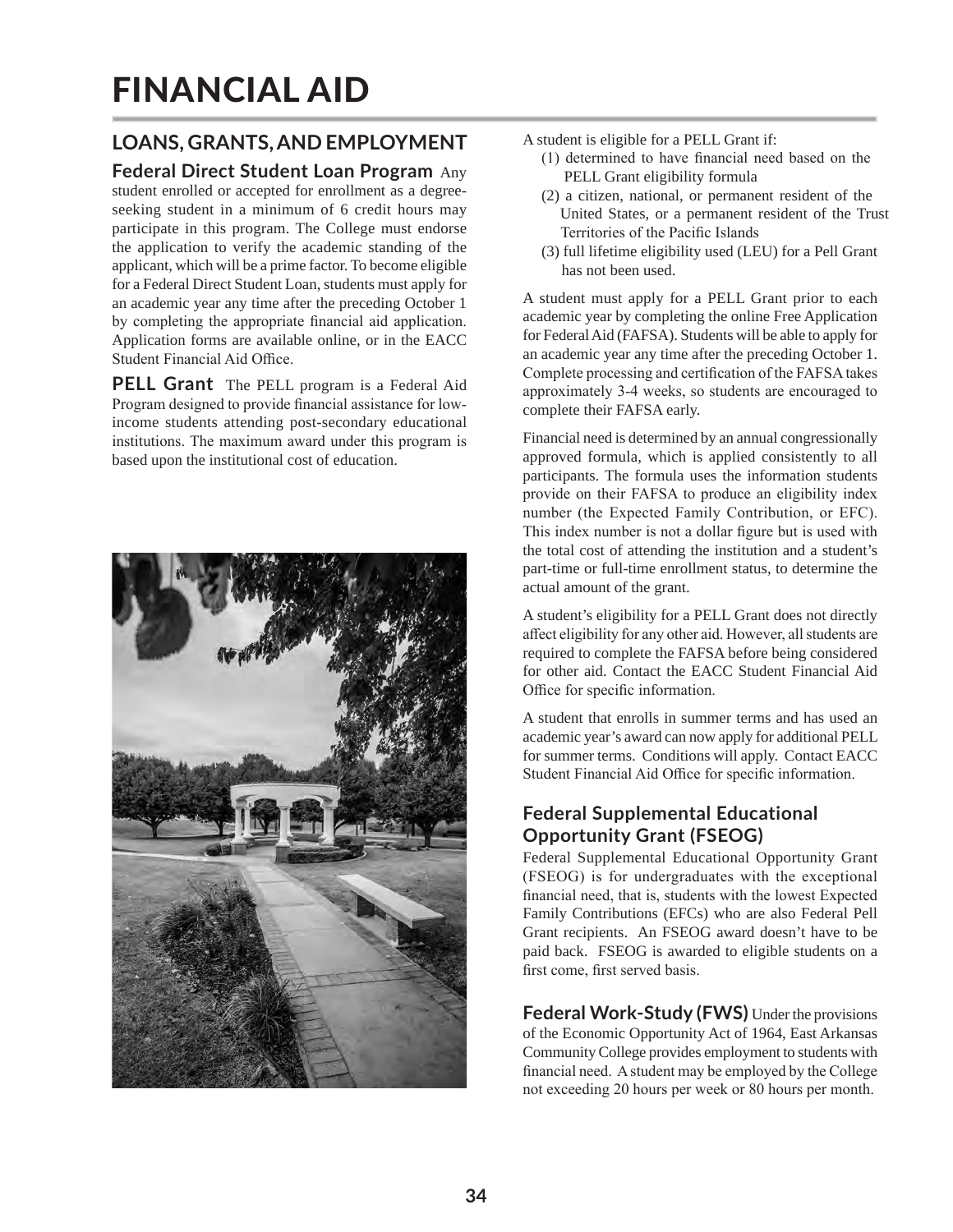# FINANCIAL AID

## LOANS, GRANTS, AND EMPLOYMENT

**Federal Direct Student Loan Program** Any student enrolled or accepted for enrollment as a degree-seeking student in a minimum of 6 credit hours may participate in this program. The College must endorse the application to verify the academic standing of the applicant, which will be a prime factor. To become eligible for a Federal Direct Student Loan, students must apply for an academic year any time after the preceding October 1 by completing the appropriate financial aid application. Application forms are available online, or in the EACC Student Financial Aid Office.

**PELL Grant** The PELL program is a Federal Aid Program designed to provide financial assistance for low-income students attending post-secondary educational institutions. The maximum award under this program is based upon the institutional cost of education.

A student is eligible for a PELL Grant if:

(1) determined to have financial need based on the PELL Grant eligibility formula
(2) a citizen, national, or permanent resident of the United States, or a permanent resident of the Trust Territories of the Pacific Islands
(3) full lifetime eligibility used (LEU) for a Pell Grant has not been used.

A student must apply for a PELL Grant prior to each academic year by completing the online Free Application for Federal Aid (FAFSA). Students will be able to apply for an academic year any time after the preceding October 1. Complete processing and certification of the FAFSA takes approximately 3-4 weeks, so students are encouraged to complete their FAFSA early.

Financial need is determined by an annual congressionally approved formula, which is applied consistently to all participants. The formula uses the information students provide on their FAFSA to produce an eligibility index number (the Expected Family Contribution, or EFC). This index number is not a dollar figure but is used with the total cost of attending the institution and a student's part-time or full-time enrollment status, to determine the actual amount of the grant.

A student's eligibility for a PELL Grant does not directly affect eligibility for any other aid. However, all students are required to complete the FAFSA before being considered for other aid. Contact the EACC Student Financial Aid Office for specific information.

A student that enrolls in summer terms and has used an academic year's award can now apply for additional PELL for summer terms. Conditions will apply. Contact EACC Student Financial Aid Office for specific information.

### Federal Supplemental Educational Opportunity Grant (FSEOG)

Federal Supplemental Educational Opportunity Grant (FSEOG) is for undergraduates with the exceptional financial need, that is, students with the lowest Expected Family Contributions (EFCs) who are also Federal Pell Grant recipients. An FSEOG award doesn't have to be paid back. FSEOG is awarded to eligible students on a first come, first served basis.

**Federal Work-Study (FWS)** Under the provisions of the Economic Opportunity Act of 1964, East Arkansas Community College provides employment to students with financial need. A student may be employed by the College not exceeding 20 hours per week or 80 hours per month.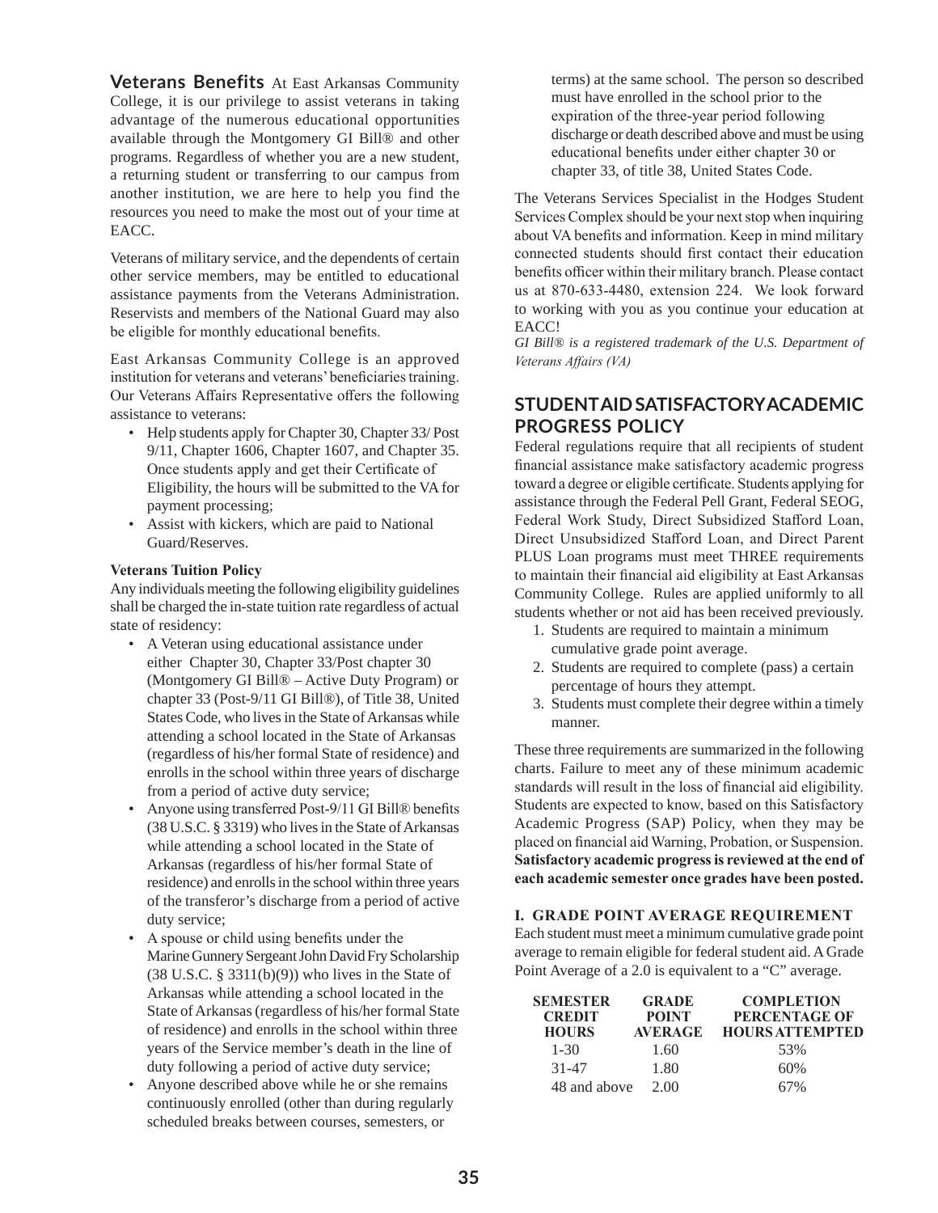**Veterans Benefits** At East Arkansas Community College, it is our privilege to assist veterans in taking advantage of the numerous educational opportunities available through the Montgomery GI Bill® and other programs. Regardless of whether you are a new student, a returning student or transferring to our campus from another institution, we are here to help you find the resources you need to make the most out of your time at EACC.

Veterans of military service, and the dependents of certain other service members, may be entitled to educational assistance payments from the Veterans Administration. Reservists and members of the National Guard may also be eligible for monthly educational benefits.

East Arkansas Community College is an approved institution for veterans and veterans' beneficiaries training. Our Veterans Affairs Representative offers the following assistance to veterans:

- Help students apply for Chapter 30, Chapter 33/ Post 9/11, Chapter 1606, Chapter 1607, and Chapter 35. Once students apply and get their Certificate of Eligibility, the hours will be submitted to the VA for payment processing;
- Assist with kickers, which are paid to National Guard/Reserves.

**Veterans Tuition Policy**

Any individuals meeting the following eligibility guidelines shall be charged the in-state tuition rate regardless of actual state of residency:

- A Veteran using educational assistance under either Chapter 30, Chapter 33/Post chapter 30 (Montgomery GI Bill® – Active Duty Program) or chapter 33 (Post-9/11 GI Bill®), of Title 38, United States Code, who lives in the State of Arkansas while attending a school located in the State of Arkansas (regardless of his/her formal State of residence) and enrolls in the school within three years of discharge from a period of active duty service;
- Anyone using transferred Post-9/11 GI Bill® benefits (38 U.S.C. § 3319) who lives in the State of Arkansas while attending a school located in the State of Arkansas (regardless of his/her formal State of residence) and enrolls in the school within three years of the transferor's discharge from a period of active duty service;
- A spouse or child using benefits under the Marine Gunnery Sergeant John David Fry Scholarship (38 U.S.C. § 3311(b)(9)) who lives in the State of Arkansas while attending a school located in the State of Arkansas (regardless of his/her formal State of residence) and enrolls in the school within three years of the Service member's death in the line of duty following a period of active duty service;
- Anyone described above while he or she remains continuously enrolled (other than during regularly scheduled breaks between courses, semesters, or terms) at the same school. The person so described must have enrolled in the school prior to the expiration of the three-year period following discharge or death described above and must be using educational benefits under either chapter 30 or chapter 33, of title 38, United States Code.

The Veterans Services Specialist in the Hodges Student Services Complex should be your next stop when inquiring about VA benefits and information. Keep in mind military connected students should first contact their education benefits officer within their military branch. Please contact us at 870-633-4480, extension 224. We look forward to working with you as you continue your education at EACC!

*GI Bill® is a registered trademark of the U.S. Department of Veterans Affairs (VA)*

## STUDENT AID SATISFACTORY ACADEMIC PROGRESS POLICY

Federal regulations require that all recipients of student financial assistance make satisfactory academic progress toward a degree or eligible certificate. Students applying for assistance through the Federal Pell Grant, Federal SEOG, Federal Work Study, Direct Subsidized Stafford Loan, Direct Unsubsidized Stafford Loan, and Direct Parent PLUS Loan programs must meet THREE requirements to maintain their financial aid eligibility at East Arkansas Community College. Rules are applied uniformly to all students whether or not aid has been received previously.

1. Students are required to maintain a minimum cumulative grade point average.
2. Students are required to complete (pass) a certain percentage of hours they attempt.
3. Students must complete their degree within a timely manner.

These three requirements are summarized in the following charts. Failure to meet any of these minimum academic standards will result in the loss of financial aid eligibility. Students are expected to know, based on this Satisfactory Academic Progress (SAP) Policy, when they may be placed on financial aid Warning, Probation, or Suspension. **Satisfactory academic progress is reviewed at the end of each academic semester once grades have been posted.**

### I. GRADE POINT AVERAGE REQUIREMENT

Each student must meet a minimum cumulative grade point average to remain eligible for federal student aid. A Grade Point Average of a 2.0 is equivalent to a "C" average.

| SEMESTER CREDIT HOURS | GRADE POINT AVERAGE | COMPLETION PERCENTAGE OF HOURS ATTEMPTED |
|---|---|---|
| 1-30 | 1.60 | 53% |
| 31-47 | 1.80 | 60% |
| 48 and above | 2.00 | 67% |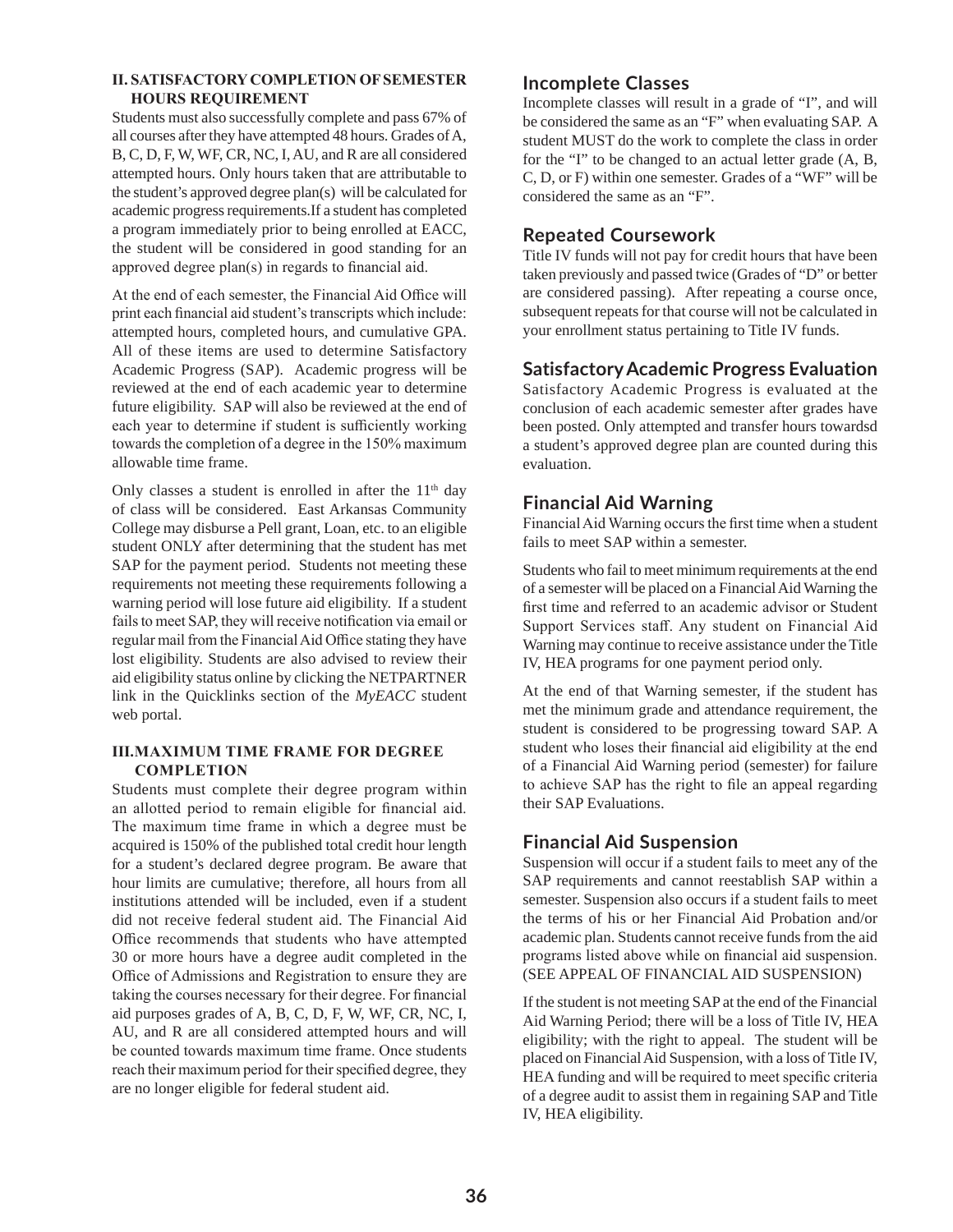### II. SATISFACTORY COMPLETION OF SEMESTER HOURS REQUIREMENT

Students must also successfully complete and pass 67% of all courses after they have attempted 48 hours. Grades of A, B, C, D, F, W, WF, CR, NC, I, AU, and R are all considered attempted hours. Only hours taken that are attributable to the student's approved degree plan(s) will be calculated for academic progress requirements.If a student has completed a program immediately prior to being enrolled at EACC, the student will be considered in good standing for an approved degree plan(s) in regards to financial aid.

At the end of each semester, the Financial Aid Office will print each financial aid student's transcripts which include: attempted hours, completed hours, and cumulative GPA. All of these items are used to determine Satisfactory Academic Progress (SAP). Academic progress will be reviewed at the end of each academic year to determine future eligibility. SAP will also be reviewed at the end of each year to determine if student is sufficiently working towards the completion of a degree in the 150% maximum allowable time frame.

Only classes a student is enrolled in after the 11th day of class will be considered. East Arkansas Community College may disburse a Pell grant, Loan, etc. to an eligible student ONLY after determining that the student has met SAP for the payment period. Students not meeting these requirements not meeting these requirements following a warning period will lose future aid eligibility. If a student fails to meet SAP, they will receive notification via email or regular mail from the Financial Aid Office stating they have lost eligibility. Students are also advised to review their aid eligibility status online by clicking the NETPARTNER link in the Quicklinks section of the *MyEACC* student web portal.

### III. MAXIMUM TIME FRAME FOR DEGREE COMPLETION

Students must complete their degree program within an allotted period to remain eligible for financial aid. The maximum time frame in which a degree must be acquired is 150% of the published total credit hour length for a student's declared degree program. Be aware that hour limits are cumulative; therefore, all hours from all institutions attended will be included, even if a student did not receive federal student aid. The Financial Aid Office recommends that students who have attempted 30 or more hours have a degree audit completed in the Office of Admissions and Registration to ensure they are taking the courses necessary for their degree. For financial aid purposes grades of A, B, C, D, F, W, WF, CR, NC, I, AU, and R are all considered attempted hours and will be counted towards maximum time frame. Once students reach their maximum period for their specified degree, they are no longer eligible for federal student aid.

## Incomplete Classes

Incomplete classes will result in a grade of "I", and will be considered the same as an "F" when evaluating SAP. A student MUST do the work to complete the class in order for the "I" to be changed to an actual letter grade (A, B, C, D, or F) within one semester. Grades of a "WF" will be considered the same as an "F".

## Repeated Coursework

Title IV funds will not pay for credit hours that have been taken previously and passed twice (Grades of "D" or better are considered passing). After repeating a course once, subsequent repeats for that course will not be calculated in your enrollment status pertaining to Title IV funds.

## Satisfactory Academic Progress Evaluation

Satisfactory Academic Progress is evaluated at the conclusion of each academic semester after grades have been posted. Only attempted and transfer hours towardsd a student's approved degree plan are counted during this evaluation.

## Financial Aid Warning

Financial Aid Warning occurs the first time when a student fails to meet SAP within a semester.

Students who fail to meet minimum requirements at the end of a semester will be placed on a Financial Aid Warning the first time and referred to an academic advisor or Student Support Services staff. Any student on Financial Aid Warning may continue to receive assistance under the Title IV, HEA programs for one payment period only.

At the end of that Warning semester, if the student has met the minimum grade and attendance requirement, the student is considered to be progressing toward SAP. A student who loses their financial aid eligibility at the end of a Financial Aid Warning period (semester) for failure to achieve SAP has the right to file an appeal regarding their SAP Evaluations.

## Financial Aid Suspension

Suspension will occur if a student fails to meet any of the SAP requirements and cannot reestablish SAP within a semester. Suspension also occurs if a student fails to meet the terms of his or her Financial Aid Probation and/or academic plan. Students cannot receive funds from the aid programs listed above while on financial aid suspension. (SEE APPEAL OF FINANCIAL AID SUSPENSION)

If the student is not meeting SAP at the end of the Financial Aid Warning Period; there will be a loss of Title IV, HEA eligibility; with the right to appeal. The student will be placed on Financial Aid Suspension, with a loss of Title IV, HEA funding and will be required to meet specific criteria of a degree audit to assist them in regaining SAP and Title IV, HEA eligibility.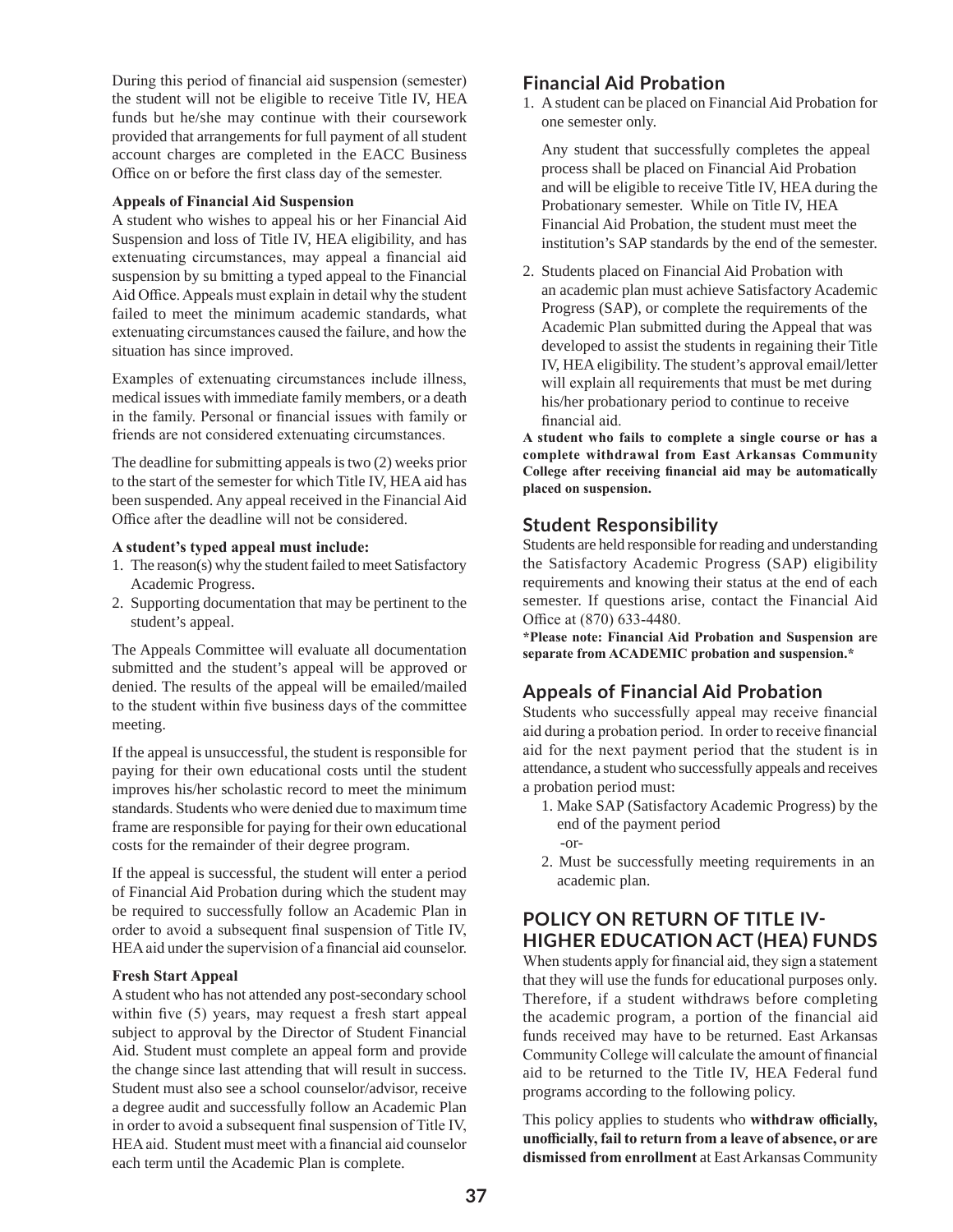During this period of financial aid suspension (semester) the student will not be eligible to receive Title IV, HEA funds but he/she may continue with their coursework provided that arrangements for full payment of all student account charges are completed in the EACC Business Office on or before the first class day of the semester.

**Appeals of Financial Aid Suspension**

A student who wishes to appeal his or her Financial Aid Suspension and loss of Title IV, HEA eligibility, and has extenuating circumstances, may appeal a financial aid suspension by su bmitting a typed appeal to the Financial Aid Office. Appeals must explain in detail why the student failed to meet the minimum academic standards, what extenuating circumstances caused the failure, and how the situation has since improved.

Examples of extenuating circumstances include illness, medical issues with immediate family members, or a death in the family. Personal or financial issues with family or friends are not considered extenuating circumstances.

The deadline for submitting appeals is two (2) weeks prior to the start of the semester for which Title IV, HEA aid has been suspended. Any appeal received in the Financial Aid Office after the deadline will not be considered.

**A student's typed appeal must include:**

1. The reason(s) why the student failed to meet Satisfactory Academic Progress.
2. Supporting documentation that may be pertinent to the student's appeal.

The Appeals Committee will evaluate all documentation submitted and the student's appeal will be approved or denied. The results of the appeal will be emailed/mailed to the student within five business days of the committee meeting.

If the appeal is unsuccessful, the student is responsible for paying for their own educational costs until the student improves his/her scholastic record to meet the minimum standards. Students who were denied due to maximum time frame are responsible for paying for their own educational costs for the remainder of their degree program.

If the appeal is successful, the student will enter a period of Financial Aid Probation during which the student may be required to successfully follow an Academic Plan in order to avoid a subsequent final suspension of Title IV, HEA aid under the supervision of a financial aid counselor.

**Fresh Start Appeal**

A student who has not attended any post-secondary school within five (5) years, may request a fresh start appeal subject to approval by the Director of Student Financial Aid. Student must complete an appeal form and provide the change since last attending that will result in success. Student must also see a school counselor/advisor, receive a degree audit and successfully follow an Academic Plan in order to avoid a subsequent final suspension of Title IV, HEA aid. Student must meet with a financial aid counselor each term until the Academic Plan is complete.

## Financial Aid Probation

1. A student can be placed on Financial Aid Probation for one semester only.

   Any student that successfully completes the appeal process shall be placed on Financial Aid Probation and will be eligible to receive Title IV, HEA during the Probationary semester. While on Title IV, HEA Financial Aid Probation, the student must meet the institution's SAP standards by the end of the semester.

2. Students placed on Financial Aid Probation with an academic plan must achieve Satisfactory Academic Progress (SAP), or complete the requirements of the Academic Plan submitted during the Appeal that was developed to assist the students in regaining their Title IV, HEA eligibility. The student's approval email/letter will explain all requirements that must be met during his/her probationary period to continue to receive financial aid.

**A student who fails to complete a single course or has a complete withdrawal from East Arkansas Community College after receiving financial aid may be automatically placed on suspension.**

## Student Responsibility

Students are held responsible for reading and understanding the Satisfactory Academic Progress (SAP) eligibility requirements and knowing their status at the end of each semester. If questions arise, contact the Financial Aid Office at (870) 633-4480.

**\*Please note: Financial Aid Probation and Suspension are separate from ACADEMIC probation and suspension.\***

## Appeals of Financial Aid Probation

Students who successfully appeal may receive financial aid during a probation period. In order to receive financial aid for the next payment period that the student is in attendance, a student who successfully appeals and receives a probation period must:

1. Make SAP (Satisfactory Academic Progress) by the end of the payment period

   -or-

2. Must be successfully meeting requirements in an academic plan.

## POLICY ON RETURN OF TITLE IV-HIGHER EDUCATION ACT (HEA) FUNDS

When students apply for financial aid, they sign a statement that they will use the funds for educational purposes only. Therefore, if a student withdraws before completing the academic program, a portion of the financial aid funds received may have to be returned. East Arkansas Community College will calculate the amount of financial aid to be returned to the Title IV, HEA Federal fund programs according to the following policy.

This policy applies to students who **withdraw officially, unofficially, fail to return from a leave of absence, or are dismissed from enrollment** at East Arkansas Community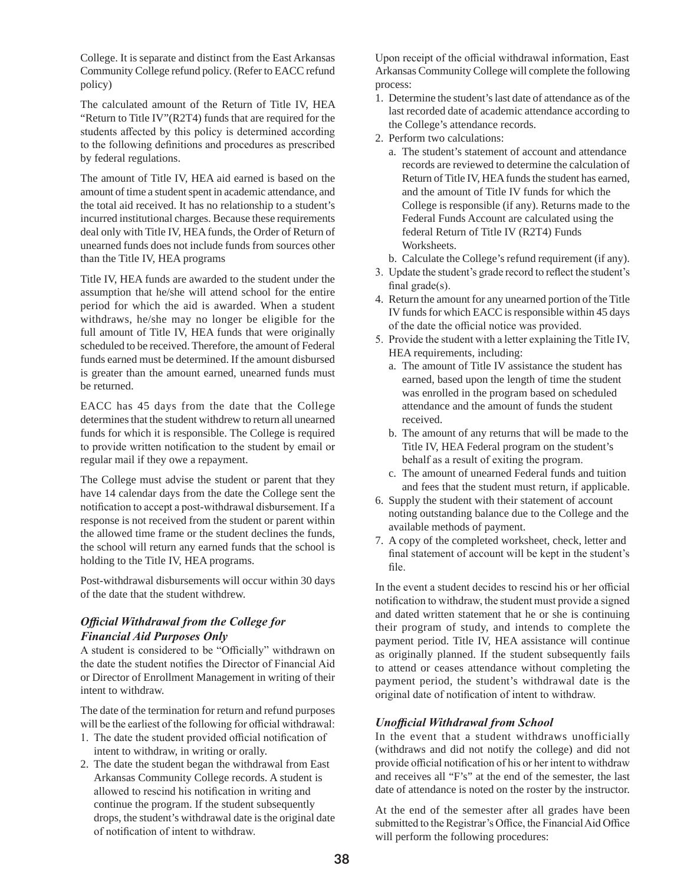College. It is separate and distinct from the East Arkansas Community College refund policy. (Refer to EACC refund policy)

The calculated amount of the Return of Title IV, HEA "Return to Title IV"(R2T4) funds that are required for the students affected by this policy is determined according to the following definitions and procedures as prescribed by federal regulations.

The amount of Title IV, HEA aid earned is based on the amount of time a student spent in academic attendance, and the total aid received. It has no relationship to a student's incurred institutional charges. Because these requirements deal only with Title IV, HEA funds, the Order of Return of unearned funds does not include funds from sources other than the Title IV, HEA programs

Title IV, HEA funds are awarded to the student under the assumption that he/she will attend school for the entire period for which the aid is awarded. When a student withdraws, he/she may no longer be eligible for the full amount of Title IV, HEA funds that were originally scheduled to be received. Therefore, the amount of Federal funds earned must be determined. If the amount disbursed is greater than the amount earned, unearned funds must be returned.

EACC has 45 days from the date that the College determines that the student withdrew to return all unearned funds for which it is responsible. The College is required to provide written notification to the student by email or regular mail if they owe a repayment.

The College must advise the student or parent that they have 14 calendar days from the date the College sent the notification to accept a post-withdrawal disbursement. If a response is not received from the student or parent within the allowed time frame or the student declines the funds, the school will return any earned funds that the school is holding to the Title IV, HEA programs.

Post-withdrawal disbursements will occur within 30 days of the date that the student withdrew.

### *Official Withdrawal from the College for Financial Aid Purposes Only*

A student is considered to be "Officially" withdrawn on the date the student notifies the Director of Financial Aid or Director of Enrollment Management in writing of their intent to withdraw.

The date of the termination for return and refund purposes will be the earliest of the following for official withdrawal:

1. The date the student provided official notification of intent to withdraw, in writing or orally.
2. The date the student began the withdrawal from East Arkansas Community College records. A student is allowed to rescind his notification in writing and continue the program. If the student subsequently drops, the student's withdrawal date is the original date of notification of intent to withdraw.

Upon receipt of the official withdrawal information, East Arkansas Community College will complete the following process:

1. Determine the student's last date of attendance as of the last recorded date of academic attendance according to the College's attendance records.
2. Perform two calculations:
   a. The student's statement of account and attendance records are reviewed to determine the calculation of Return of Title IV, HEA funds the student has earned, and the amount of Title IV funds for which the College is responsible (if any). Returns made to the Federal Funds Account are calculated using the federal Return of Title IV (R2T4) Funds Worksheets.
   b. Calculate the College's refund requirement (if any).
3. Update the student's grade record to reflect the student's final grade(s).
4. Return the amount for any unearned portion of the Title IV funds for which EACC is responsible within 45 days of the date the official notice was provided.
5. Provide the student with a letter explaining the Title IV, HEA requirements, including:
   a. The amount of Title IV assistance the student has earned, based upon the length of time the student was enrolled in the program based on scheduled attendance and the amount of funds the student received.
   b. The amount of any returns that will be made to the Title IV, HEA Federal program on the student's behalf as a result of exiting the program.
   c. The amount of unearned Federal funds and tuition and fees that the student must return, if applicable.
6. Supply the student with their statement of account noting outstanding balance due to the College and the available methods of payment.
7. A copy of the completed worksheet, check, letter and final statement of account will be kept in the student's file.

In the event a student decides to rescind his or her official notification to withdraw, the student must provide a signed and dated written statement that he or she is continuing their program of study, and intends to complete the payment period. Title IV, HEA assistance will continue as originally planned. If the student subsequently fails to attend or ceases attendance without completing the payment period, the student's withdrawal date is the original date of notification of intent to withdraw.

### *Unofficial Withdrawal from School*

In the event that a student withdraws unofficially (withdraws and did not notify the college) and did not provide official notification of his or her intent to withdraw and receives all "F's" at the end of the semester, the last date of attendance is noted on the roster by the instructor.

At the end of the semester after all grades have been submitted to the Registrar's Office, the Financial Aid Office will perform the following procedures: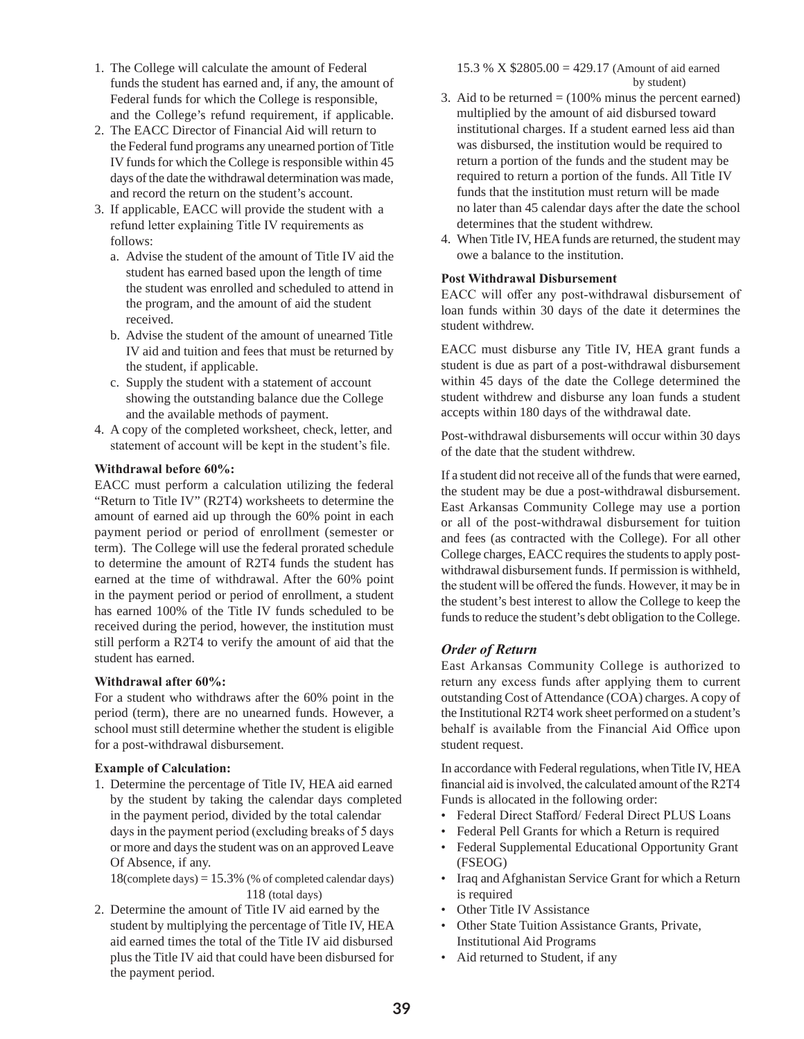1. The College will calculate the amount of Federal funds the student has earned and, if any, the amount of Federal funds for which the College is responsible, and the College's refund requirement, if applicable.
2. The EACC Director of Financial Aid will return to the Federal fund programs any unearned portion of Title IV funds for which the College is responsible within 45 days of the date the withdrawal determination was made, and record the return on the student's account.
3. If applicable, EACC will provide the student with a refund letter explaining Title IV requirements as follows:
   a. Advise the student of the amount of Title IV aid the student has earned based upon the length of time the student was enrolled and scheduled to attend in the program, and the amount of aid the student received.
   b. Advise the student of the amount of unearned Title IV aid and tuition and fees that must be returned by the student, if applicable.
   c. Supply the student with a statement of account showing the outstanding balance due the College and the available methods of payment.
4. A copy of the completed worksheet, check, letter, and statement of account will be kept in the student's file.

**Withdrawal before 60%:**

EACC must perform a calculation utilizing the federal "Return to Title IV" (R2T4) worksheets to determine the amount of earned aid up through the 60% point in each payment period or period of enrollment (semester or term). The College will use the federal prorated schedule to determine the amount of R2T4 funds the student has earned at the time of withdrawal. After the 60% point in the payment period or period of enrollment, a student has earned 100% of the Title IV funds scheduled to be received during the period, however, the institution must still perform a R2T4 to verify the amount of aid that the student has earned.

**Withdrawal after 60%:**

For a student who withdraws after the 60% point in the period (term), there are no unearned funds. However, a school must still determine whether the student is eligible for a post-withdrawal disbursement.

**Example of Calculation:**

1. Determine the percentage of Title IV, HEA aid earned by the student by taking the calendar days completed in the payment period, divided by the total calendar days in the payment period (excluding breaks of 5 days or more and days the student was on an approved Leave Of Absence, if any.

   18(complete days) = 15.3% (% of completed calendar days)
   118 (total days)

2. Determine the amount of Title IV aid earned by the student by multiplying the percentage of Title IV, HEA aid earned times the total of the Title IV aid disbursed plus the Title IV aid that could have been disbursed for the payment period.

   15.3 % X $2805.00 = 429.17 (Amount of aid earned by student)

3. Aid to be returned = (100% minus the percent earned) multiplied by the amount of aid disbursed toward institutional charges. If a student earned less aid than was disbursed, the institution would be required to return a portion of the funds and the student may be required to return a portion of the funds. All Title IV funds that the institution must return will be made no later than 45 calendar days after the date the school determines that the student withdrew.
4. When Title IV, HEA funds are returned, the student may owe a balance to the institution.

**Post Withdrawal Disbursement**

EACC will offer any post-withdrawal disbursement of loan funds within 30 days of the date it determines the student withdrew.

EACC must disburse any Title IV, HEA grant funds a student is due as part of a post-withdrawal disbursement within 45 days of the date the College determined the student withdrew and disburse any loan funds a student accepts within 180 days of the withdrawal date.

Post-withdrawal disbursements will occur within 30 days of the date that the student withdrew.

If a student did not receive all of the funds that were earned, the student may be due a post-withdrawal disbursement. East Arkansas Community College may use a portion or all of the post-withdrawal disbursement for tuition and fees (as contracted with the College). For all other College charges, EACC requires the students to apply post-withdrawal disbursement funds. If permission is withheld, the student will be offered the funds. However, it may be in the student's best interest to allow the College to keep the funds to reduce the student's debt obligation to the College.

## *Order of Return*

East Arkansas Community College is authorized to return any excess funds after applying them to current outstanding Cost of Attendance (COA) charges. A copy of the Institutional R2T4 work sheet performed on a student's behalf is available from the Financial Aid Office upon student request.

In accordance with Federal regulations, when Title IV, HEA financial aid is involved, the calculated amount of the R2T4 Funds is allocated in the following order:

- Federal Direct Stafford/ Federal Direct PLUS Loans
- Federal Pell Grants for which a Return is required
- Federal Supplemental Educational Opportunity Grant (FSEOG)
- Iraq and Afghanistan Service Grant for which a Return is required
- Other Title IV Assistance
- Other State Tuition Assistance Grants, Private, Institutional Aid Programs
- Aid returned to Student, if any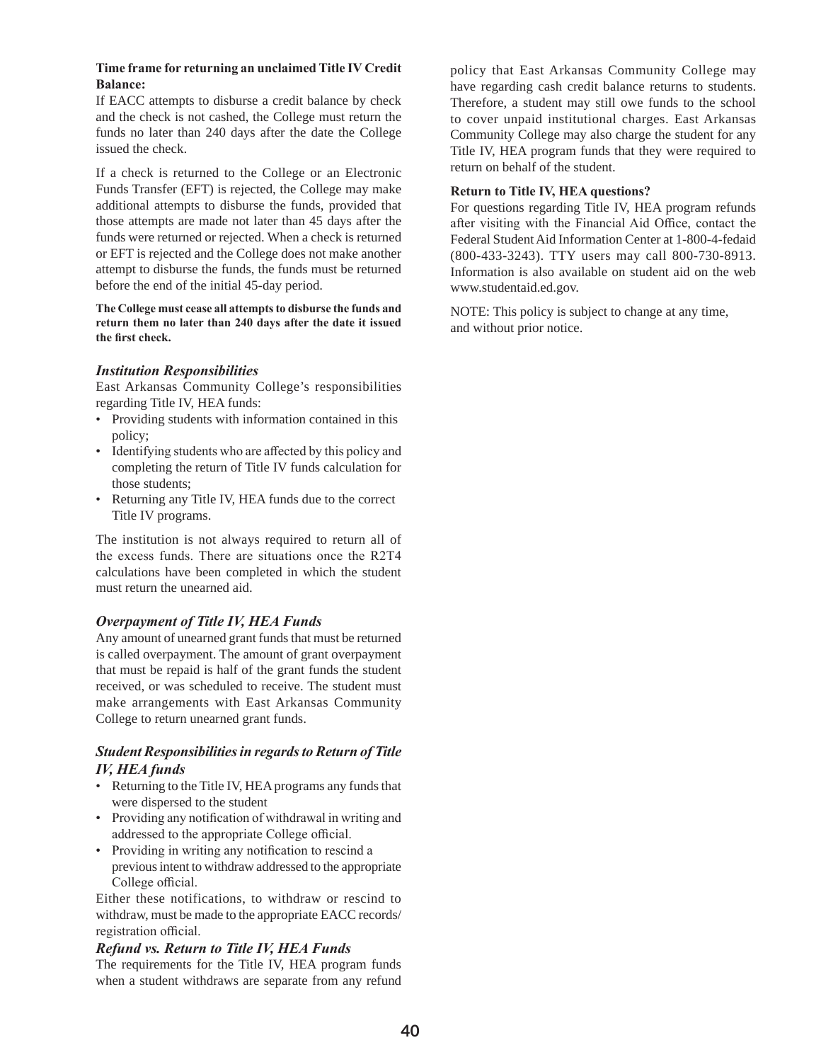**Time frame for returning an unclaimed Title IV Credit Balance:**

If EACC attempts to disburse a credit balance by check and the check is not cashed, the College must return the funds no later than 240 days after the date the College issued the check.

If a check is returned to the College or an Electronic Funds Transfer (EFT) is rejected, the College may make additional attempts to disburse the funds, provided that those attempts are made not later than 45 days after the funds were returned or rejected. When a check is returned or EFT is rejected and the College does not make another attempt to disburse the funds, the funds must be returned before the end of the initial 45-day period.

**The College must cease all attempts to disburse the funds and return them no later than 240 days after the date it issued the first check.**

### *Institution Responsibilities*

East Arkansas Community College's responsibilities regarding Title IV, HEA funds:

- Providing students with information contained in this policy;
- Identifying students who are affected by this policy and completing the return of Title IV funds calculation for those students;
- Returning any Title IV, HEA funds due to the correct Title IV programs.

The institution is not always required to return all of the excess funds. There are situations once the R2T4 calculations have been completed in which the student must return the unearned aid.

### *Overpayment of Title IV, HEA Funds*

Any amount of unearned grant funds that must be returned is called overpayment. The amount of grant overpayment that must be repaid is half of the grant funds the student received, or was scheduled to receive. The student must make arrangements with East Arkansas Community College to return unearned grant funds.

### *Student Responsibilities in regards to Return of Title IV, HEA funds*

- Returning to the Title IV, HEA programs any funds that were dispersed to the student
- Providing any notification of withdrawal in writing and addressed to the appropriate College official.
- Providing in writing any notification to rescind a previous intent to withdraw addressed to the appropriate College official.

Either these notifications, to withdraw or rescind to withdraw, must be made to the appropriate EACC records/registration official.

### *Refund vs. Return to Title IV, HEA Funds*

The requirements for the Title IV, HEA program funds when a student withdraws are separate from any refund policy that East Arkansas Community College may have regarding cash credit balance returns to students. Therefore, a student may still owe funds to the school to cover unpaid institutional charges. East Arkansas Community College may also charge the student for any Title IV, HEA program funds that they were required to return on behalf of the student.

**Return to Title IV, HEA questions?**

For questions regarding Title IV, HEA program refunds after visiting with the Financial Aid Office, contact the Federal Student Aid Information Center at 1-800-4-fedaid (800-433-3243). TTY users may call 800-730-8913. Information is also available on student aid on the web www.studentaid.ed.gov.

NOTE: This policy is subject to change at any time, and without prior notice.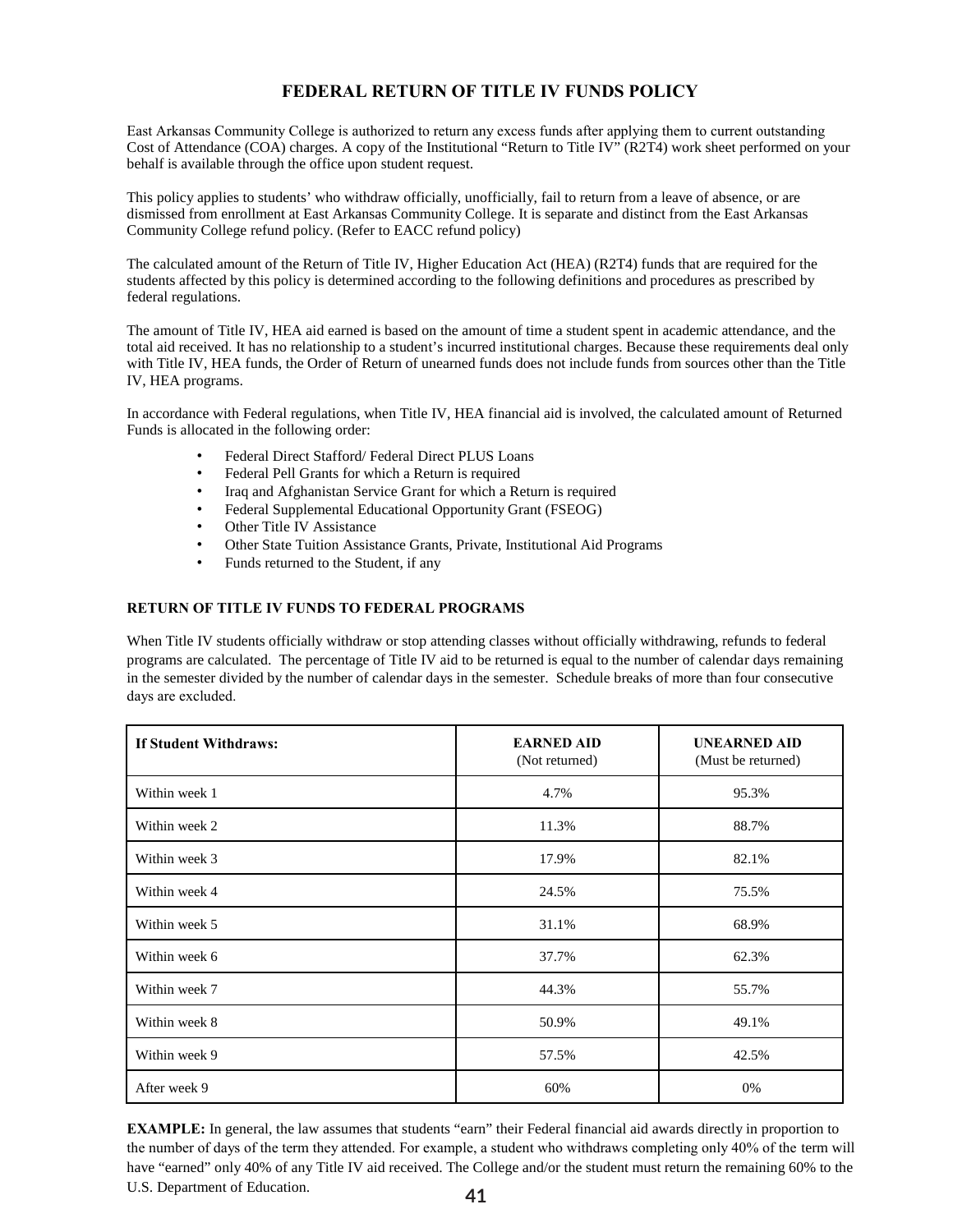# FEDERAL RETURN OF TITLE IV FUNDS POLICY

East Arkansas Community College is authorized to return any excess funds after applying them to current outstanding Cost of Attendance (COA) charges. A copy of the Institutional "Return to Title IV" (R2T4) work sheet performed on your behalf is available through the office upon student request.

This policy applies to students' who withdraw officially, unofficially, fail to return from a leave of absence, or are dismissed from enrollment at East Arkansas Community College. It is separate and distinct from the East Arkansas Community College refund policy. (Refer to EACC refund policy)

The calculated amount of the Return of Title IV, Higher Education Act (HEA) (R2T4) funds that are required for the students affected by this policy is determined according to the following definitions and procedures as prescribed by federal regulations.

The amount of Title IV, HEA aid earned is based on the amount of time a student spent in academic attendance, and the total aid received. It has no relationship to a student's incurred institutional charges. Because these requirements deal only with Title IV, HEA funds, the Order of Return of unearned funds does not include funds from sources other than the Title IV, HEA programs.

In accordance with Federal regulations, when Title IV, HEA financial aid is involved, the calculated amount of Returned Funds is allocated in the following order:

- Federal Direct Stafford/ Federal Direct PLUS Loans
- Federal Pell Grants for which a Return is required
- Iraq and Afghanistan Service Grant for which a Return is required
- Federal Supplemental Educational Opportunity Grant (FSEOG)
- Other Title IV Assistance
- Other State Tuition Assistance Grants, Private, Institutional Aid Programs
- Funds returned to the Student, if any

### RETURN OF TITLE IV FUNDS TO FEDERAL PROGRAMS

When Title IV students officially withdraw or stop attending classes without officially withdrawing, refunds to federal programs are calculated. The percentage of Title IV aid to be returned is equal to the number of calendar days remaining in the semester divided by the number of calendar days in the semester. Schedule breaks of more than four consecutive days are excluded.

| **If Student Withdraws:** | **EARNED AID** (Not returned) | **UNEARNED AID** (Must be returned) |
|---|---|---|
| Within week 1 | 4.7% | 95.3% |
| Within week 2 | 11.3% | 88.7% |
| Within week 3 | 17.9% | 82.1% |
| Within week 4 | 24.5% | 75.5% |
| Within week 5 | 31.1% | 68.9% |
| Within week 6 | 37.7% | 62.3% |
| Within week 7 | 44.3% | 55.7% |
| Within week 8 | 50.9% | 49.1% |
| Within week 9 | 57.5% | 42.5% |
| After week 9 | 60% | 0% |

**EXAMPLE:** In general, the law assumes that students "earn" their Federal financial aid awards directly in proportion to the number of days of the term they attended. For example, a student who withdraws completing only 40% of the term will have "earned" only 40% of any Title IV aid received. The College and/or the student must return the remaining 60% to the U.S. Department of Education.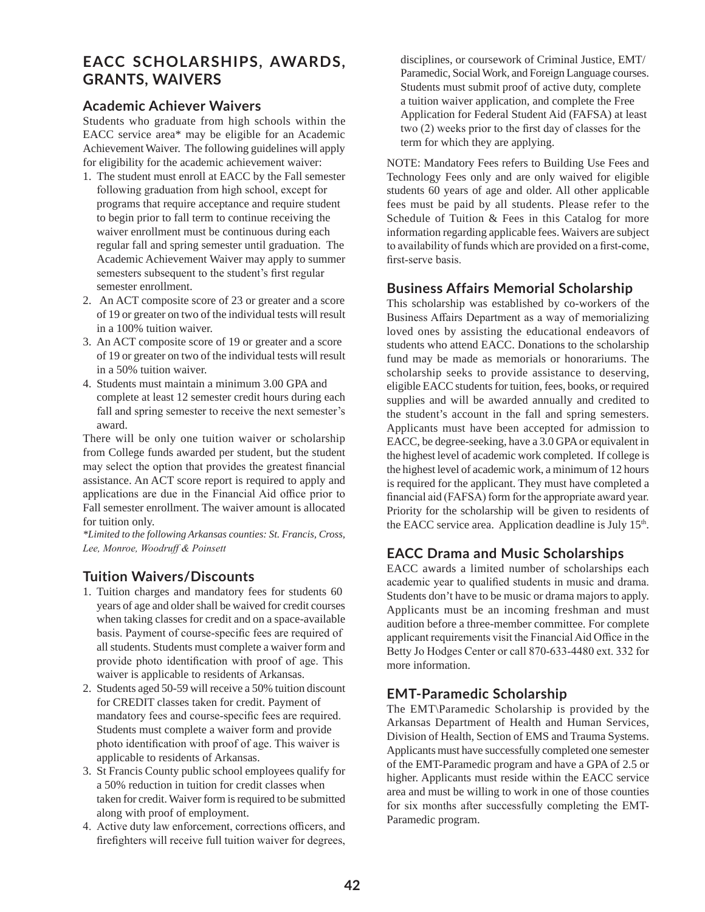# EACC SCHOLARSHIPS, AWARDS, GRANTS, WAIVERS

## Academic Achiever Waivers

Students who graduate from high schools within the EACC service area* may be eligible for an Academic Achievement Waiver. The following guidelines will apply for eligibility for the academic achievement waiver:

1. The student must enroll at EACC by the Fall semester following graduation from high school, except for programs that require acceptance and require student to begin prior to fall term to continue receiving the waiver enrollment must be continuous during each regular fall and spring semester until graduation. The Academic Achievement Waiver may apply to summer semesters subsequent to the student's first regular semester enrollment.
2. An ACT composite score of 23 or greater and a score of 19 or greater on two of the individual tests will result in a 100% tuition waiver.
3. An ACT composite score of 19 or greater and a score of 19 or greater on two of the individual tests will result in a 50% tuition waiver.
4. Students must maintain a minimum 3.00 GPA and complete at least 12 semester credit hours during each fall and spring semester to receive the next semester's award.

There will be only one tuition waiver or scholarship from College funds awarded per student, but the student may select the option that provides the greatest financial assistance. An ACT score report is required to apply and applications are due in the Financial Aid office prior to Fall semester enrollment. The waiver amount is allocated for tuition only.

*\*Limited to the following Arkansas counties: St. Francis, Cross, Lee, Monroe, Woodruff & Poinsett*

## Tuition Waivers/Discounts

1. Tuition charges and mandatory fees for students 60 years of age and older shall be waived for credit courses when taking classes for credit and on a space-available basis. Payment of course-specific fees are required of all students. Students must complete a waiver form and provide photo identification with proof of age. This waiver is applicable to residents of Arkansas.
2. Students aged 50-59 will receive a 50% tuition discount for CREDIT classes taken for credit. Payment of mandatory fees and course-specific fees are required. Students must complete a waiver form and provide photo identification with proof of age. This waiver is applicable to residents of Arkansas.
3. St Francis County public school employees qualify for a 50% reduction in tuition for credit classes when taken for credit. Waiver form is required to be submitted along with proof of employment.
4. Active duty law enforcement, corrections officers, and firefighters will receive full tuition waiver for degrees, disciplines, or coursework of Criminal Justice, EMT/Paramedic, Social Work, and Foreign Language courses. Students must submit proof of active duty, complete a tuition waiver application, and complete the Free Application for Federal Student Aid (FAFSA) at least two (2) weeks prior to the first day of classes for the term for which they are applying.

NOTE: Mandatory Fees refers to Building Use Fees and Technology Fees only and are only waived for eligible students 60 years of age and older. All other applicable fees must be paid by all students. Please refer to the Schedule of Tuition & Fees in this Catalog for more information regarding applicable fees. Waivers are subject to availability of funds which are provided on a first-come, first-serve basis.

## Business Affairs Memorial Scholarship

This scholarship was established by co-workers of the Business Affairs Department as a way of memorializing loved ones by assisting the educational endeavors of students who attend EACC. Donations to the scholarship fund may be made as memorials or honorariums. The scholarship seeks to provide assistance to deserving, eligible EACC students for tuition, fees, books, or required supplies and will be awarded annually and credited to the student's account in the fall and spring semesters. Applicants must have been accepted for admission to EACC, be degree-seeking, have a 3.0 GPA or equivalent in the highest level of academic work completed. If college is the highest level of academic work, a minimum of 12 hours is required for the applicant. They must have completed a financial aid (FAFSA) form for the appropriate award year. Priority for the scholarship will be given to residents of the EACC service area. Application deadline is July 15th.

## EACC Drama and Music Scholarships

EACC awards a limited number of scholarships each academic year to qualified students in music and drama. Students don't have to be music or drama majors to apply. Applicants must be an incoming freshman and must audition before a three-member committee. For complete applicant requirements visit the Financial Aid Office in the Betty Jo Hodges Center or call 870-633-4480 ext. 332 for more information.

## EMT-Paramedic Scholarship

The EMT\Paramedic Scholarship is provided by the Arkansas Department of Health and Human Services, Division of Health, Section of EMS and Trauma Systems. Applicants must have successfully completed one semester of the EMT-Paramedic program and have a GPA of 2.5 or higher. Applicants must reside within the EACC service area and must be willing to work in one of those counties for six months after successfully completing the EMT-Paramedic program.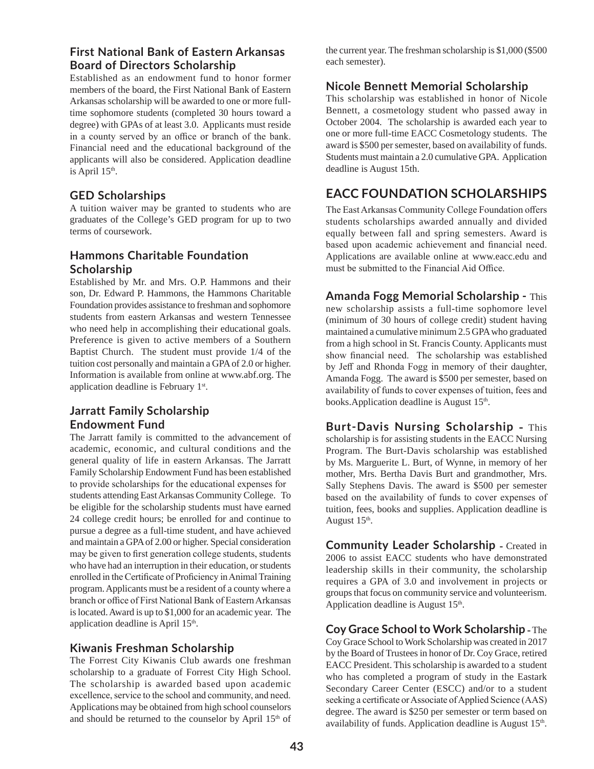### First National Bank of Eastern Arkansas Board of Directors Scholarship

Established as an endowment fund to honor former members of the board, the First National Bank of Eastern Arkansas scholarship will be awarded to one or more full-time sophomore students (completed 30 hours toward a degree) with GPAs of at least 3.0. Applicants must reside in a county served by an office or branch of the bank. Financial need and the educational background of the applicants will also be considered. Application deadline is April 15th.

### GED Scholarships

A tuition waiver may be granted to students who are graduates of the College's GED program for up to two terms of coursework.

### Hammons Charitable Foundation Scholarship

Established by Mr. and Mrs. O.P. Hammons and their son, Dr. Edward P. Hammons, the Hammons Charitable Foundation provides assistance to freshman and sophomore students from eastern Arkansas and western Tennessee who need help in accomplishing their educational goals. Preference is given to active members of a Southern Baptist Church. The student must provide 1/4 of the tuition cost personally and maintain a GPA of 2.0 or higher. Information is available from online at www.abf.org. The application deadline is February 1st.

### Jarratt Family Scholarship Endowment Fund

The Jarratt family is committed to the advancement of academic, economic, and cultural conditions and the general quality of life in eastern Arkansas. The Jarratt Family Scholarship Endowment Fund has been established to provide scholarships for the educational expenses for students attending East Arkansas Community College. To be eligible for the scholarship students must have earned 24 college credit hours; be enrolled for and continue to pursue a degree as a full-time student, and have achieved and maintain a GPA of 2.00 or higher. Special consideration may be given to first generation college students, students who have had an interruption in their education, or students enrolled in the Certificate of Proficiency in Animal Training program. Applicants must be a resident of a county where a branch or office of First National Bank of Eastern Arkansas is located. Award is up to $1,000 for an academic year. The application deadline is April 15th.

### Kiwanis Freshman Scholarship

The Forrest City Kiwanis Club awards one freshman scholarship to a graduate of Forrest City High School. The scholarship is awarded based upon academic excellence, service to the school and community, and need. Applications may be obtained from high school counselors and should be returned to the counselor by April 15th of the current year. The freshman scholarship is $1,000 ($500 each semester).

### Nicole Bennett Memorial Scholarship

This scholarship was established in honor of Nicole Bennett, a cosmetology student who passed away in October 2004. The scholarship is awarded each year to one or more full-time EACC Cosmetology students. The award is $500 per semester, based on availability of funds. Students must maintain a 2.0 cumulative GPA. Application deadline is August 15th.

## EACC FOUNDATION SCHOLARSHIPS

The East Arkansas Community College Foundation offers students scholarships awarded annually and divided equally between fall and spring semesters. Award is based upon academic achievement and financial need. Applications are available online at www.eacc.edu and must be submitted to the Financial Aid Office.

**Amanda Fogg Memorial Scholarship -** This new scholarship assists a full-time sophomore level (minimum of 30 hours of college credit) student having maintained a cumulative minimum 2.5 GPA who graduated from a high school in St. Francis County. Applicants must show financial need. The scholarship was established by Jeff and Rhonda Fogg in memory of their daughter, Amanda Fogg. The award is $500 per semester, based on availability of funds to cover expenses of tuition, fees and books.Application deadline is August 15th.

**Burt-Davis Nursing Scholarship –** This scholarship is for assisting students in the EACC Nursing Program. The Burt-Davis scholarship was established by Ms. Marguerite L. Burt, of Wynne, in memory of her mother, Mrs. Bertha Davis Burt and grandmother, Mrs. Sally Stephens Davis. The award is $500 per semester based on the availability of funds to cover expenses of tuition, fees, books and supplies. Application deadline is August 15th.

**Community Leader Scholarship -** Created in 2006 to assist EACC students who have demonstrated leadership skills in their community, the scholarship requires a GPA of 3.0 and involvement in projects or groups that focus on community service and volunteerism. Application deadline is August 15th.

**Coy Grace School to Work Scholarship -** The Coy Grace School to Work Scholarship was created in 2017 by the Board of Trustees in honor of Dr. Coy Grace, retired EACC President. This scholarship is awarded to a student who has completed a program of study in the Eastark Secondary Career Center (ESCC) and/or to a student seeking a certificate or Associate of Applied Science (AAS) degree. The award is $250 per semester or term based on availability of funds. Application deadline is August 15th.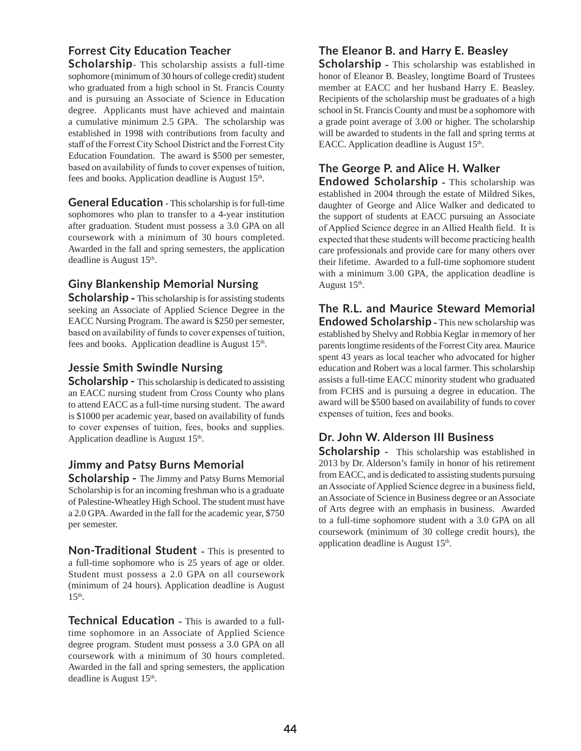**Forrest City Education Teacher Scholarship**- This scholarship assists a full-time sophomore (minimum of 30 hours of college credit) student who graduated from a high school in St. Francis County and is pursuing an Associate of Science in Education degree. Applicants must have achieved and maintain a cumulative minimum 2.5 GPA. The scholarship was established in 1998 with contributions from faculty and staff of the Forrest City School District and the Forrest City Education Foundation. The award is $500 per semester, based on availability of funds to cover expenses of tuition, fees and books. Application deadline is August 15th.

**General Education** - This scholarship is for full-time sophomores who plan to transfer to a 4-year institution after graduation. Student must possess a 3.0 GPA on all coursework with a minimum of 30 hours completed. Awarded in the fall and spring semesters, the application deadline is August 15th.

**Giny Blankenship Memorial Nursing Scholarship -** This scholarship is for assisting students seeking an Associate of Applied Science Degree in the EACC Nursing Program. The award is $250 per semester, based on availability of funds to cover expenses of tuition, fees and books. Application deadline is August 15th.

**Jessie Smith Swindle Nursing Scholarship -** This scholarship is dedicated to assisting an EACC nursing student from Cross County who plans to attend EACC as a full-time nursing student. The award is $1000 per academic year, based on availability of funds to cover expenses of tuition, fees, books and supplies. Application deadline is August 15th.

**Jimmy and Patsy Burns Memorial Scholarship -** The Jimmy and Patsy Burns Memorial Scholarship is for an incoming freshman who is a graduate of Palestine-Wheatley High School. The student must have a 2.0 GPA. Awarded in the fall for the academic year, $750 per semester.

**Non-Traditional Student -** This is presented to a full-time sophomore who is 25 years of age or older. Student must possess a 2.0 GPA on all coursework (minimum of 24 hours). Application deadline is August 15th.

**Technical Education -** This is awarded to a full-time sophomore in an Associate of Applied Science degree program. Student must possess a 3.0 GPA on all coursework with a minimum of 30 hours completed. Awarded in the fall and spring semesters, the application deadline is August 15th.

**The Eleanor B. and Harry E. Beasley Scholarship -** This scholarship was established in honor of Eleanor B. Beasley, longtime Board of Trustees member at EACC and her husband Harry E. Beasley. Recipients of the scholarship must be graduates of a high school in St. Francis County and must be a sophomore with a grade point average of 3.00 or higher. The scholarship will be awarded to students in the fall and spring terms at EACC. Application deadline is August 15th.

**The George P. and Alice H. Walker Endowed Scholarship -** This scholarship was established in 2004 through the estate of Mildred Sikes, daughter of George and Alice Walker and dedicated to the support of students at EACC pursuing an Associate of Applied Science degree in an Allied Health field. It is expected that these students will become practicing health care professionals and provide care for many others over their lifetime. Awarded to a full-time sophomore student with a minimum 3.00 GPA, the application deadline is August 15th.

**The R.L. and Maurice Steward Memorial Endowed Scholarship -** This new scholarship was established by Shelvy and Robbia Keglar in memory of her parents longtime residents of the Forrest City area. Maurice spent 43 years as local teacher who advocated for higher education and Robert was a local farmer. This scholarship assists a full-time EACC minority student who graduated from FCHS and is pursuing a degree in education. The award will be $500 based on availability of funds to cover expenses of tuition, fees and books.

**Dr. John W. Alderson III Business Scholarship -** This scholarship was established in 2013 by Dr. Alderson's family in honor of his retirement from EACC, and is dedicated to assisting students pursuing an Associate of Applied Science degree in a business field, an Associate of Science in Business degree or an Associate of Arts degree with an emphasis in business. Awarded to a full-time sophomore student with a 3.0 GPA on all coursework (minimum of 30 college credit hours), the application deadline is August 15th.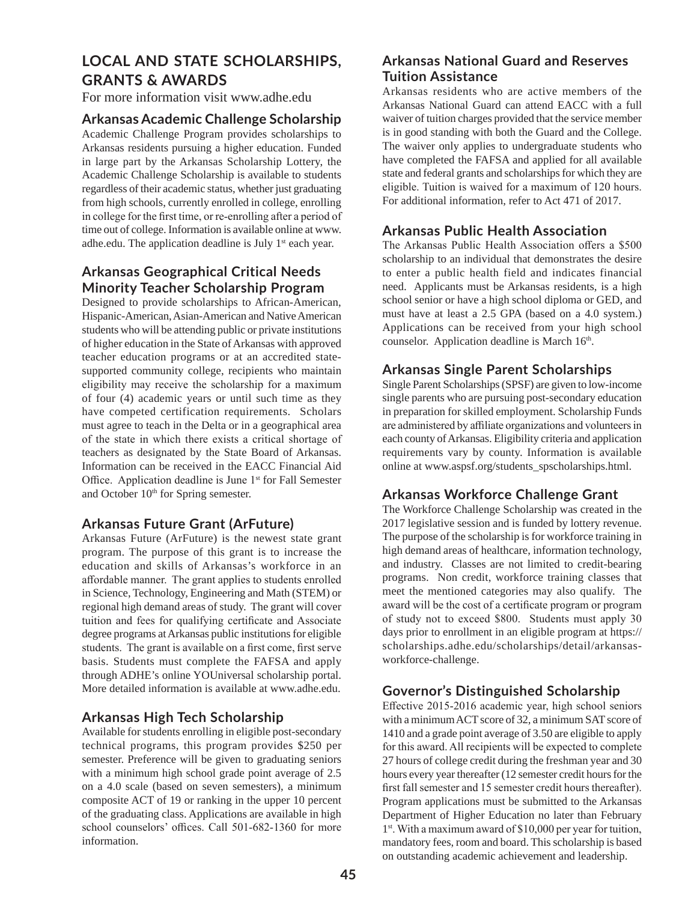## LOCAL AND STATE SCHOLARSHIPS, GRANTS & AWARDS

For more information visit www.adhe.edu

### Arkansas Academic Challenge Scholarship

Academic Challenge Program provides scholarships to Arkansas residents pursuing a higher education. Funded in large part by the Arkansas Scholarship Lottery, the Academic Challenge Scholarship is available to students regardless of their academic status, whether just graduating from high schools, currently enrolled in college, enrolling in college for the first time, or re-enrolling after a period of time out of college. Information is available online at www.adhe.edu. The application deadline is July 1st each year.

### Arkansas Geographical Critical Needs Minority Teacher Scholarship Program

Designed to provide scholarships to African-American, Hispanic-American, Asian-American and Native American students who will be attending public or private institutions of higher education in the State of Arkansas with approved teacher education programs or at an accredited state-supported community college, recipients who maintain eligibility may receive the scholarship for a maximum of four (4) academic years or until such time as they have competed certification requirements. Scholars must agree to teach in the Delta or in a geographical area of the state in which there exists a critical shortage of teachers as designated by the State Board of Arkansas. Information can be received in the EACC Financial Aid Office. Application deadline is June 1st for Fall Semester and October 10th for Spring semester.

### Arkansas Future Grant (ArFuture)

Arkansas Future (ArFuture) is the newest state grant program. The purpose of this grant is to increase the education and skills of Arkansas's workforce in an affordable manner. The grant applies to students enrolled in Science, Technology, Engineering and Math (STEM) or regional high demand areas of study. The grant will cover tuition and fees for qualifying certificate and Associate degree programs at Arkansas public institutions for eligible students. The grant is available on a first come, first serve basis. Students must complete the FAFSA and apply through ADHE's online YOUniversal scholarship portal. More detailed information is available at www.adhe.edu.

### Arkansas High Tech Scholarship

Available for students enrolling in eligible post-secondary technical programs, this program provides $250 per semester. Preference will be given to graduating seniors with a minimum high school grade point average of 2.5 on a 4.0 scale (based on seven semesters), a minimum composite ACT of 19 or ranking in the upper 10 percent of the graduating class. Applications are available in high school counselors' offices. Call 501-682-1360 for more information.

### Arkansas National Guard and Reserves Tuition Assistance

Arkansas residents who are active members of the Arkansas National Guard can attend EACC with a full waiver of tuition charges provided that the service member is in good standing with both the Guard and the College. The waiver only applies to undergraduate students who have completed the FAFSA and applied for all available state and federal grants and scholarships for which they are eligible. Tuition is waived for a maximum of 120 hours. For additional information, refer to Act 471 of 2017.

### Arkansas Public Health Association

The Arkansas Public Health Association offers a $500 scholarship to an individual that demonstrates the desire to enter a public health field and indicates financial need. Applicants must be Arkansas residents, is a high school senior or have a high school diploma or GED, and must have at least a 2.5 GPA (based on a 4.0 system.) Applications can be received from your high school counselor. Application deadline is March 16th.

### Arkansas Single Parent Scholarships

Single Parent Scholarships (SPSF) are given to low-income single parents who are pursuing post-secondary education in preparation for skilled employment. Scholarship Funds are administered by affiliate organizations and volunteers in each county of Arkansas. Eligibility criteria and application requirements vary by county. Information is available online at www.aspsf.org/students_spscholarships.html.

### Arkansas Workforce Challenge Grant

The Workforce Challenge Scholarship was created in the 2017 legislative session and is funded by lottery revenue. The purpose of the scholarship is for workforce training in high demand areas of healthcare, information technology, and industry. Classes are not limited to credit-bearing programs. Non credit, workforce training classes that meet the mentioned categories may also qualify. The award will be the cost of a certificate program or program of study not to exceed $800. Students must apply 30 days prior to enrollment in an eligible program at https://scholarships.adhe.edu/scholarships/detail/arkansas-workforce-challenge.

### Governor's Distinguished Scholarship

Effective 2015-2016 academic year, high school seniors with a minimum ACT score of 32, a minimum SAT score of 1410 and a grade point average of 3.50 are eligible to apply for this award. All recipients will be expected to complete 27 hours of college credit during the freshman year and 30 hours every year thereafter (12 semester credit hours for the first fall semester and 15 semester credit hours thereafter). Program applications must be submitted to the Arkansas Department of Higher Education no later than February 1st. With a maximum award of $10,000 per year for tuition, mandatory fees, room and board. This scholarship is based on outstanding academic achievement and leadership.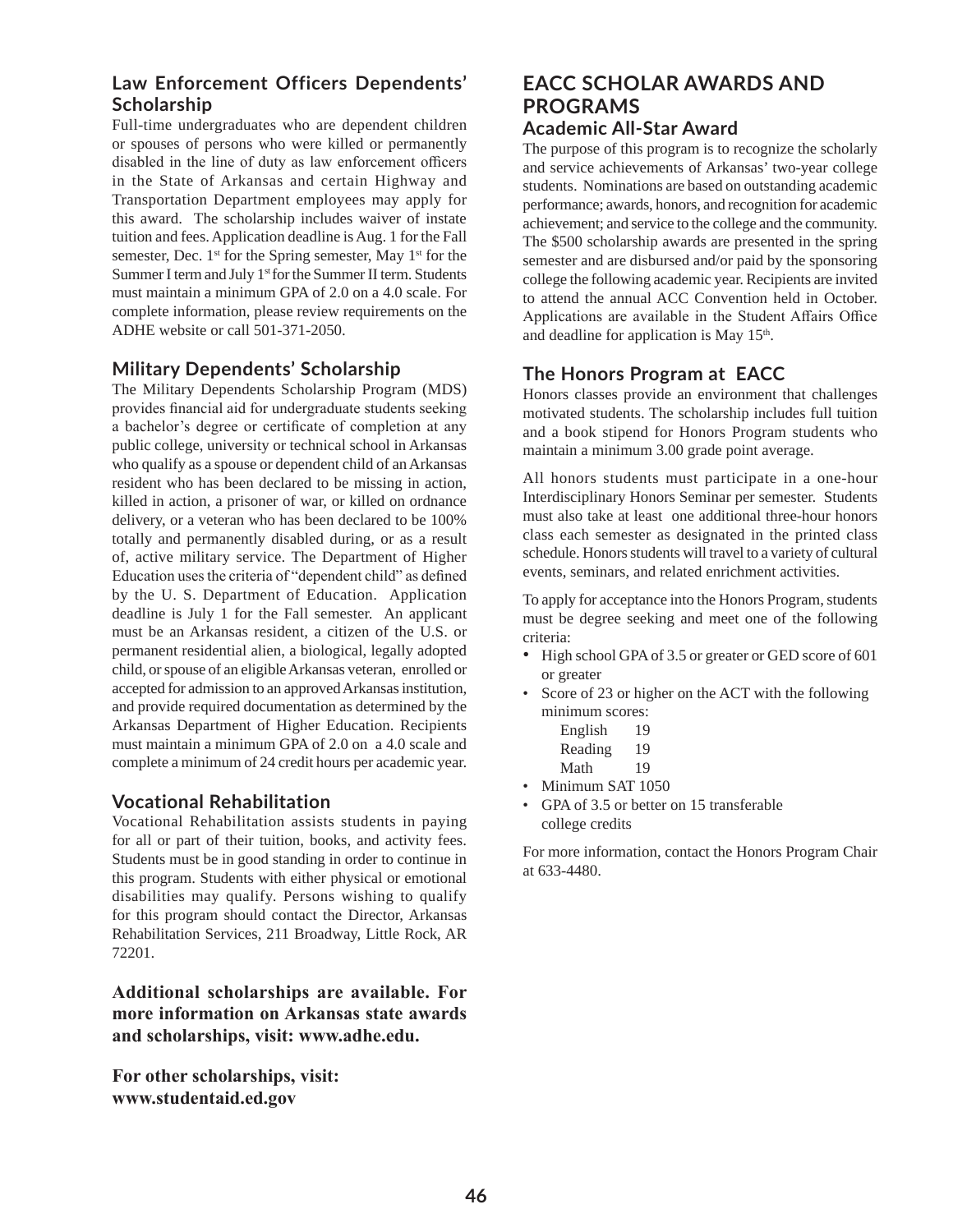### Law Enforcement Officers Dependents' Scholarship

Full-time undergraduates who are dependent children or spouses of persons who were killed or permanently disabled in the line of duty as law enforcement officers in the State of Arkansas and certain Highway and Transportation Department employees may apply for this award. The scholarship includes waiver of instate tuition and fees. Application deadline is Aug. 1 for the Fall semester, Dec. 1st for the Spring semester, May 1st for the Summer I term and July 1st for the Summer II term. Students must maintain a minimum GPA of 2.0 on a 4.0 scale. For complete information, please review requirements on the ADHE website or call 501-371-2050.

### Military Dependents' Scholarship

The Military Dependents Scholarship Program (MDS) provides financial aid for undergraduate students seeking a bachelor's degree or certificate of completion at any public college, university or technical school in Arkansas who qualify as a spouse or dependent child of an Arkansas resident who has been declared to be missing in action, killed in action, a prisoner of war, or killed on ordnance delivery, or a veteran who has been declared to be 100% totally and permanently disabled during, or as a result of, active military service. The Department of Higher Education uses the criteria of "dependent child" as defined by the U. S. Department of Education. Application deadline is July 1 for the Fall semester. An applicant must be an Arkansas resident, a citizen of the U.S. or permanent residential alien, a biological, legally adopted child, or spouse of an eligible Arkansas veteran, enrolled or accepted for admission to an approved Arkansas institution, and provide required documentation as determined by the Arkansas Department of Higher Education. Recipients must maintain a minimum GPA of 2.0 on a 4.0 scale and complete a minimum of 24 credit hours per academic year.

### Vocational Rehabilitation

Vocational Rehabilitation assists students in paying for all or part of their tuition, books, and activity fees. Students must be in good standing in order to continue in this program. Students with either physical or emotional disabilities may qualify. Persons wishing to qualify for this program should contact the Director, Arkansas Rehabilitation Services, 211 Broadway, Little Rock, AR 72201.

**Additional scholarships are available. For more information on Arkansas state awards and scholarships, visit: www.adhe.edu.**

**For other scholarships, visit: www.studentaid.ed.gov**

## EACC SCHOLAR AWARDS AND PROGRAMS

### Academic All-Star Award

The purpose of this program is to recognize the scholarly and service achievements of Arkansas' two-year college students. Nominations are based on outstanding academic performance; awards, honors, and recognition for academic achievement; and service to the college and the community. The $500 scholarship awards are presented in the spring semester and are disbursed and/or paid by the sponsoring college the following academic year. Recipients are invited to attend the annual ACC Convention held in October. Applications are available in the Student Affairs Office and deadline for application is May 15th.

### The Honors Program at EACC

Honors classes provide an environment that challenges motivated students. The scholarship includes full tuition and a book stipend for Honors Program students who maintain a minimum 3.00 grade point average.

All honors students must participate in a one-hour Interdisciplinary Honors Seminar per semester. Students must also take at least one additional three-hour honors class each semester as designated in the printed class schedule. Honors students will travel to a variety of cultural events, seminars, and related enrichment activities.

To apply for acceptance into the Honors Program, students must be degree seeking and meet one of the following criteria:

- High school GPA of 3.5 or greater or GED score of 601 or greater
- Score of 23 or higher on the ACT with the following minimum scores:
  - English 19
  - Reading 19
  - Math 19
- Minimum SAT 1050
- GPA of 3.5 or better on 15 transferable college credits

For more information, contact the Honors Program Chair at 633-4480.